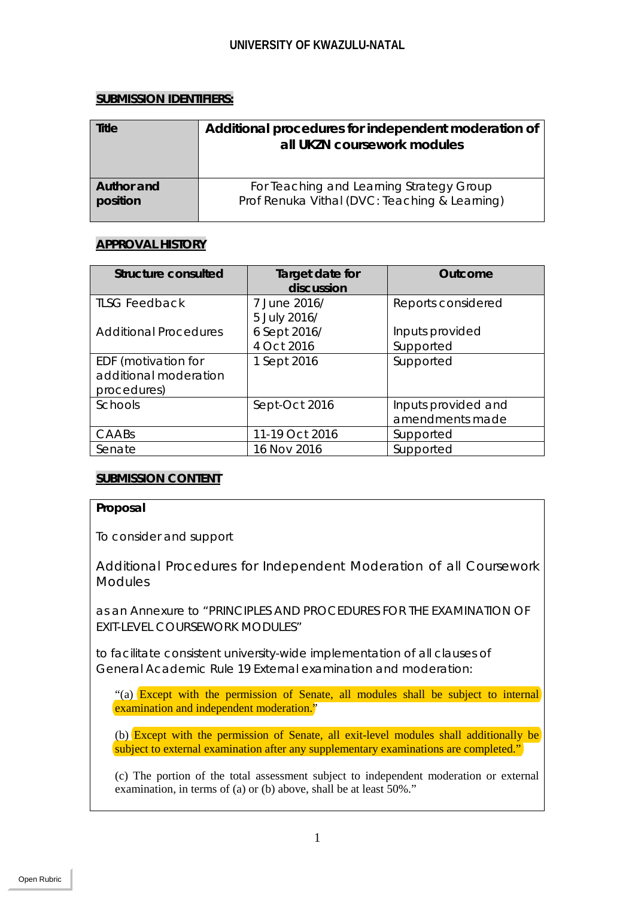**UNIVERSITY OF KWAZULU-NATAL**

**SUBMISSION IDENTIFIERS:**

| **Title** | **Additional procedures for independent moderation of all UKZN coursework modules** |
|---|---|
| **Author and position** | For Teaching and Learning Strategy Group<br>Prof Renuka Vithal (DVC: Teaching & Learning) |

**APPROVAL HISTORY**

| Structure consulted | Target date for discussion | Outcome |
|---|---|---|
| TLSG Feedback<br><br>Additional Procedures | 7 June 2016/<br>5 July 2016/<br>6 Sept 2016/<br>4 Oct 2016 | Reports considered<br><br>Inputs provided<br>Supported |
| EDF (motivation for additional moderation procedures) | 1 Sept 2016 | Supported |
| Schools | Sept-Oct 2016 | Inputs provided and amendments made |
| CAABs | 11-19 Oct 2016 | Supported |
| Senate | 16 Nov 2016 | Supported |

**SUBMISSION CONTENT**

**Proposal**

To consider and support

Additional Procedures for Independent Moderation of all Coursework Modules

as an Annexure to "PRINCIPLES AND PROCEDURES FOR THE EXAMINATION OF EXIT-LEVEL COURSEWORK MODULES"

to facilitate consistent university-wide implementation of all clauses of General Academic Rule 19 External examination and moderation:

> "(a) Except with the permission of Senate, all modules shall be subject to internal examination and independent moderation."
>
> (b) Except with the permission of Senate, all exit-level modules shall additionally be subject to external examination after any supplementary examinations are completed."
>
> (c) The portion of the total assessment subject to independent moderation or external examination, in terms of (a) or (b) above, shall be at least 50%."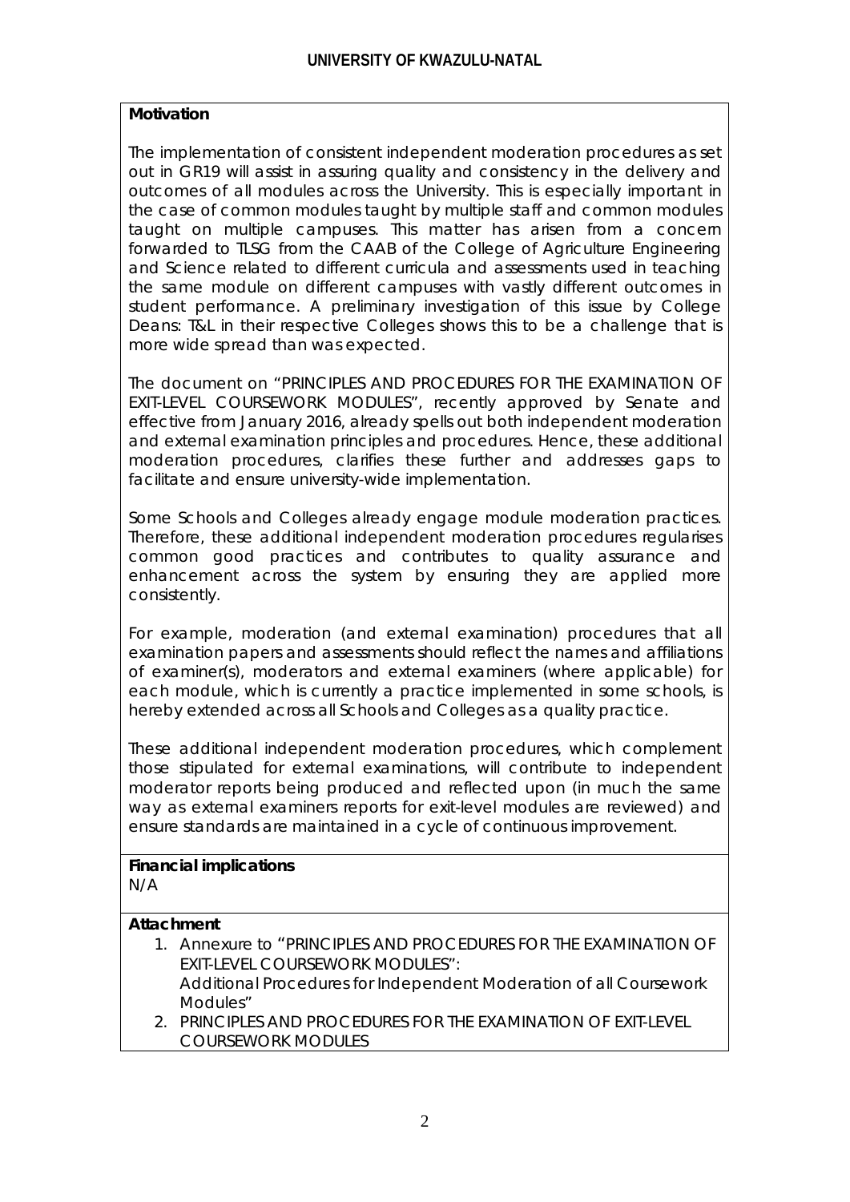**Motivation**

The implementation of consistent independent moderation procedures as set out in GR19 will assist in assuring quality and consistency in the delivery and outcomes of all modules across the University. This is especially important in the case of common modules taught by multiple staff and common modules taught on multiple campuses. This matter has arisen from a concern forwarded to TLSG from the CAAB of the College of Agriculture Engineering and Science related to different curricula and assessments used in teaching the same module on different campuses with vastly different outcomes in student performance. A preliminary investigation of this issue by College Deans: T&L in their respective Colleges shows this to be a challenge that is more wide spread than was expected.

The document on "PRINCIPLES AND PROCEDURES FOR THE EXAMINATION OF EXIT-LEVEL COURSEWORK MODULES", recently approved by Senate and effective from January 2016, already spells out both independent moderation and external examination principles and procedures. Hence, these additional moderation procedures, clarifies these further and addresses gaps to facilitate and ensure university-wide implementation.

Some Schools and Colleges already engage module moderation practices. Therefore, these additional independent moderation procedures regularises common good practices and contributes to quality assurance and enhancement across the system by ensuring they are applied more consistently.

For example, moderation (and external examination) procedures that all examination papers and assessments should reflect the names and affiliations of examiner(s), moderators and external examiners (where applicable) for each module, which is currently a practice implemented in some schools, is hereby extended across all Schools and Colleges as a quality practice.

These additional independent moderation procedures, which complement those stipulated for external examinations, will contribute to independent moderator reports being produced and reflected upon (in much the same way as external examiners reports for exit-level modules are reviewed) and ensure standards are maintained in a cycle of continuous improvement.

**Financial implications**

N/A

**Attachment**

1. Annexure to "PRINCIPLES AND PROCEDURES FOR THE EXAMINATION OF EXIT-LEVEL COURSEWORK MODULES": Additional Procedures for Independent Moderation of all Coursework Modules"
2. PRINCIPLES AND PROCEDURES FOR THE EXAMINATION OF EXIT-LEVEL COURSEWORK MODULES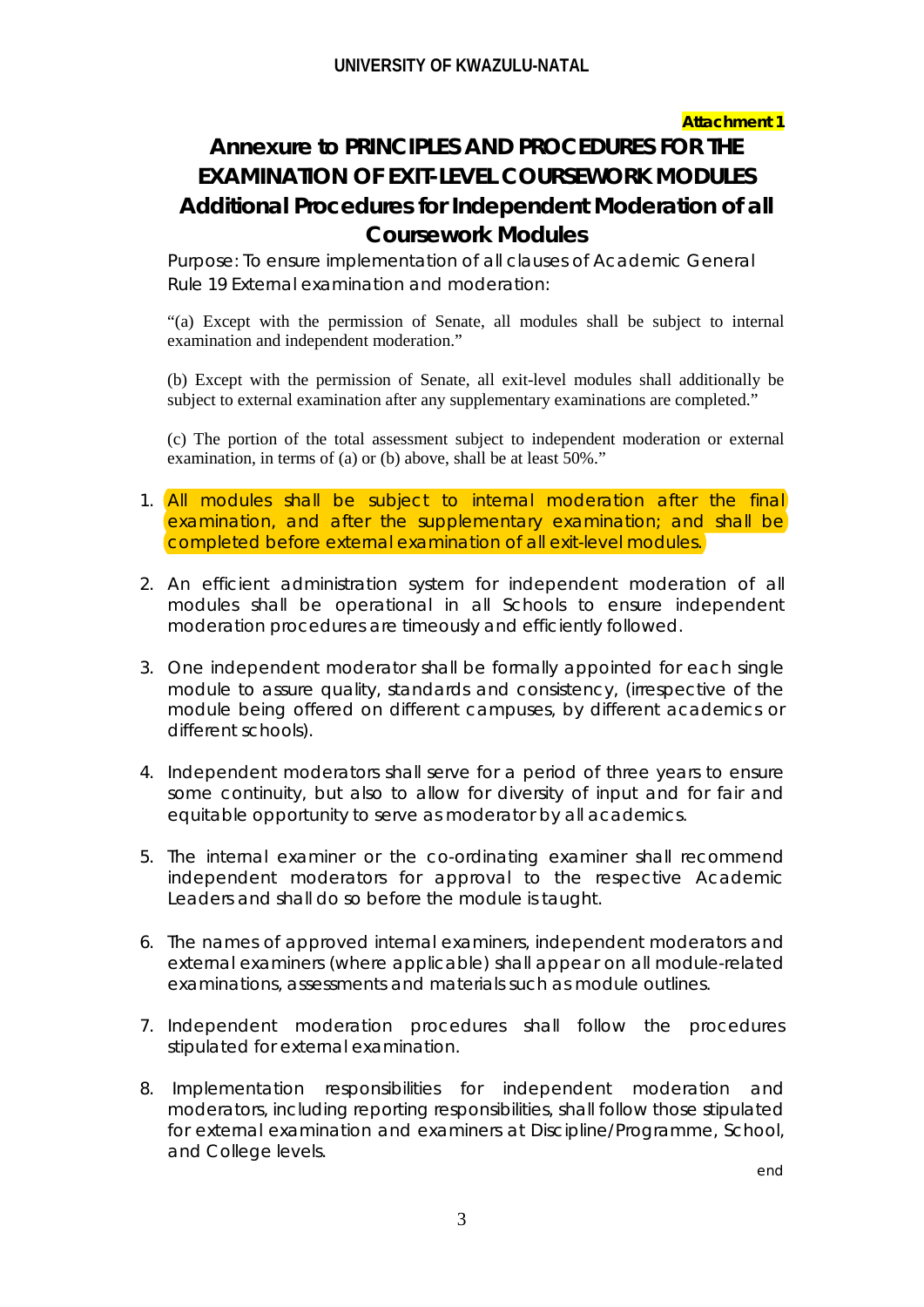**Attachment 1**

# Annexure to PRINCIPLES AND PROCEDURES FOR THE EXAMINATION OF EXIT-LEVEL COURSEWORK MODULES
## Additional Procedures for Independent Moderation of all Coursework Modules

Purpose: To ensure implementation of all clauses of Academic General Rule 19 External examination and moderation:

"(a) Except with the permission of Senate, all modules shall be subject to internal examination and independent moderation."

(b) Except with the permission of Senate, all exit-level modules shall additionally be subject to external examination after any supplementary examinations are completed."

(c) The portion of the total assessment subject to independent moderation or external examination, in terms of (a) or (b) above, shall be at least 50%."

1. All modules shall be subject to internal moderation after the final examination, and after the supplementary examination; and shall be completed before external examination of all exit-level modules.

2. An efficient administration system for independent moderation of all modules shall be operational in all Schools to ensure independent moderation procedures are timeously and efficiently followed.

3. One independent moderator shall be formally appointed for each single module to assure quality, standards and consistency, (irrespective of the module being offered on different campuses, by different academics or different schools).

4. Independent moderators shall serve for a period of three years to ensure some continuity, but also to allow for diversity of input and for fair and equitable opportunity to serve as moderator by all academics.

5. The internal examiner or the co-ordinating examiner shall recommend independent moderators for approval to the respective Academic Leaders and shall do so before the module is taught.

6. The names of approved internal examiners, independent moderators and external examiners (where applicable) shall appear on all module-related examinations, assessments and materials such as module outlines.

7. Independent moderation procedures shall follow the procedures stipulated for external examination.

8. Implementation responsibilities for independent moderation and moderators, including reporting responsibilities, shall follow those stipulated for external examination and examiners at Discipline/Programme, School, and College levels.

end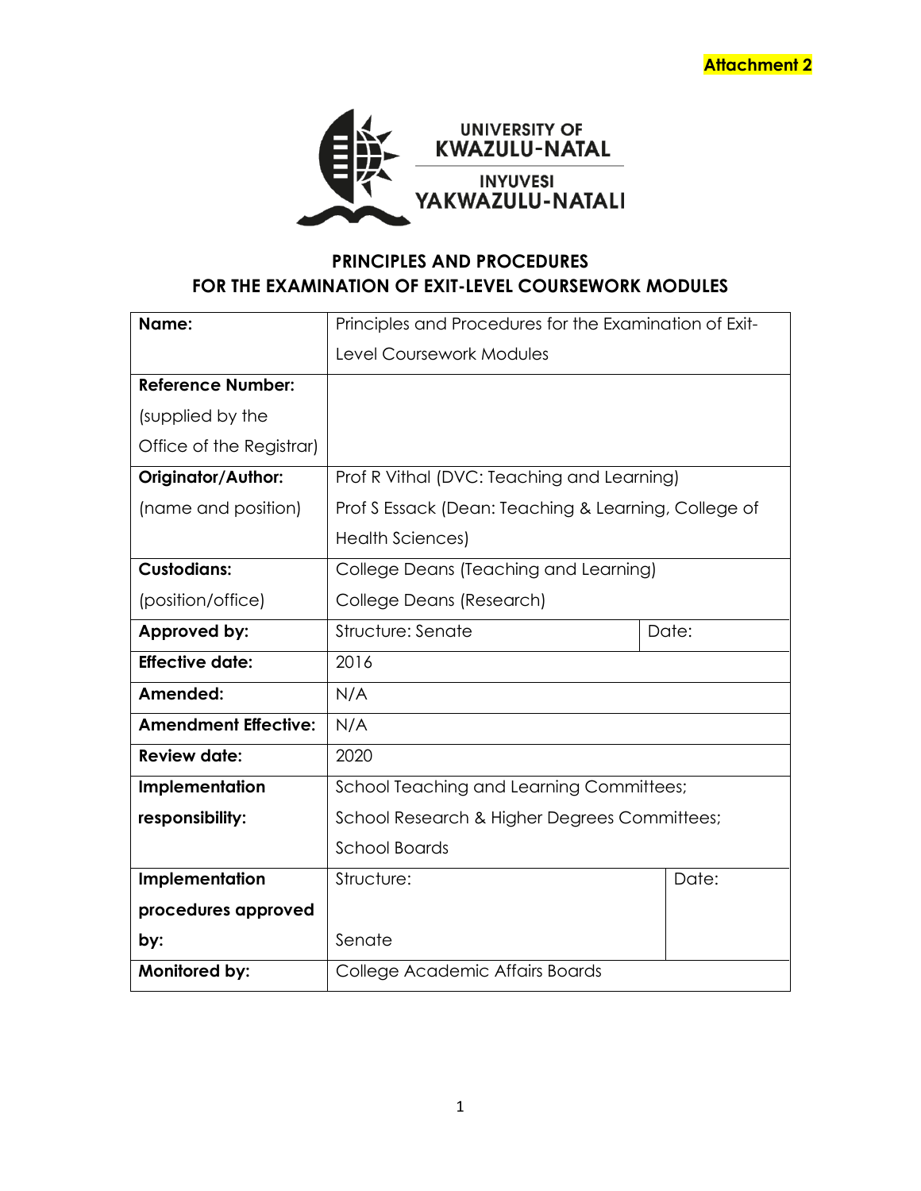Attachment 2

**UNIVERSITY OF KWAZULU-NATAL**

**INYUVESI YAKWAZULU-NATALI**

## PRINCIPLES AND PROCEDURES FOR THE EXAMINATION OF EXIT-LEVEL COURSEWORK MODULES

| | | |
|---|---|---|
| **Name:** | Principles and Procedures for the Examination of Exit-Level Coursework Modules | |
| **Reference Number:** (supplied by the Office of the Registrar) | | |
| **Originator/Author:** (name and position) | Prof R Vithal (DVC: Teaching and Learning) Prof S Essack (Dean: Teaching & Learning, College of Health Sciences) | |
| **Custodians:** (position/office) | College Deans (Teaching and Learning) College Deans (Research) | |
| **Approved by:** | Structure: Senate | Date: |
| **Effective date:** | 2016 | |
| **Amended:** | N/A | |
| **Amendment Effective:** | N/A | |
| **Review date:** | 2020 | |
| **Implementation responsibility:** | School Teaching and Learning Committees; School Research & Higher Degrees Committees; School Boards | |
| **Implementation procedures approved by:** | Structure: Senate | Date: |
| **Monitored by:** | College Academic Affairs Boards | |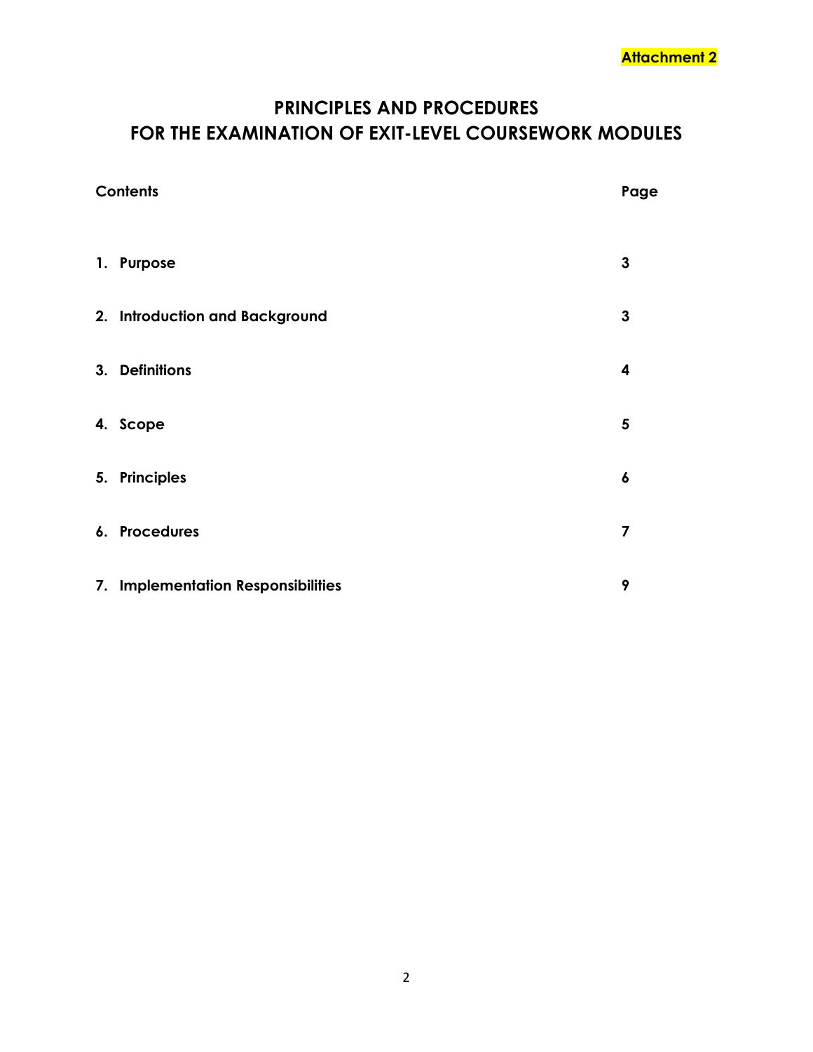**Attachment 2**

# PRINCIPLES AND PROCEDURES FOR THE EXAMINATION OF EXIT-LEVEL COURSEWORK MODULES

| Contents | Page |
| --- | --- |
| 1. Purpose | 3 |
| 2. Introduction and Background | 3 |
| 3. Definitions | 4 |
| 4. Scope | 5 |
| 5. Principles | 6 |
| 6. Procedures | 7 |
| 7. Implementation Responsibilities | 9 |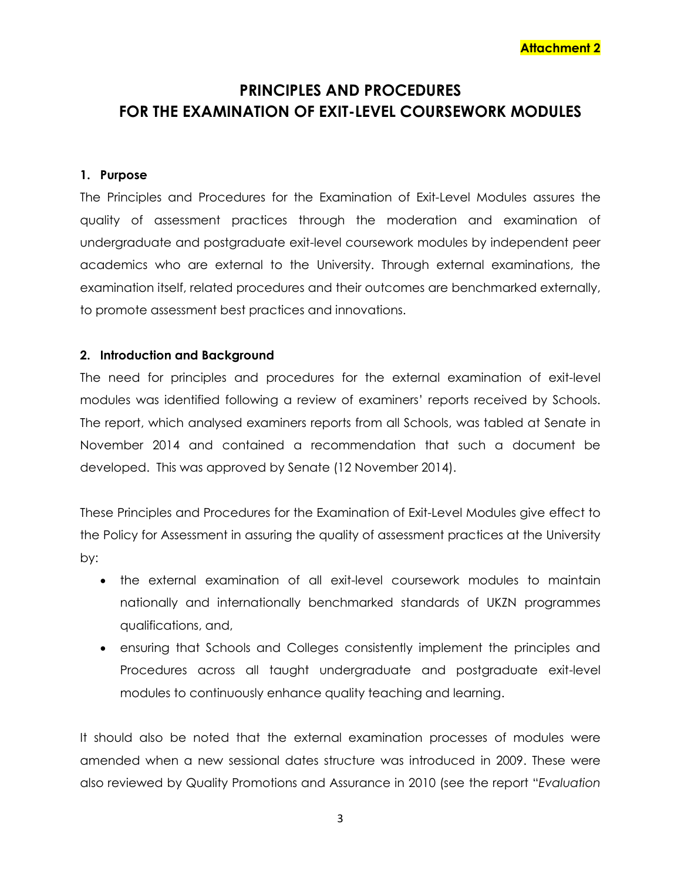**Attachment 2**

# PRINCIPLES AND PROCEDURES FOR THE EXAMINATION OF EXIT-LEVEL COURSEWORK MODULES

## 1. Purpose

The Principles and Procedures for the Examination of Exit-Level Modules assures the quality of assessment practices through the moderation and examination of undergraduate and postgraduate exit-level coursework modules by independent peer academics who are external to the University. Through external examinations, the examination itself, related procedures and their outcomes are benchmarked externally, to promote assessment best practices and innovations.

## 2. Introduction and Background

The need for principles and procedures for the external examination of exit-level modules was identified following a review of examiners' reports received by Schools. The report, which analysed examiners reports from all Schools, was tabled at Senate in November 2014 and contained a recommendation that such a document be developed. This was approved by Senate (12 November 2014).

These Principles and Procedures for the Examination of Exit-Level Modules give effect to the Policy for Assessment in assuring the quality of assessment practices at the University by:

- the external examination of all exit-level coursework modules to maintain nationally and internationally benchmarked standards of UKZN programmes qualifications, and,
- ensuring that Schools and Colleges consistently implement the principles and Procedures across all taught undergraduate and postgraduate exit-level modules to continuously enhance quality teaching and learning.

It should also be noted that the external examination processes of modules were amended when a new sessional dates structure was introduced in 2009. These were also reviewed by Quality Promotions and Assurance in 2010 (see the report "*Evaluation*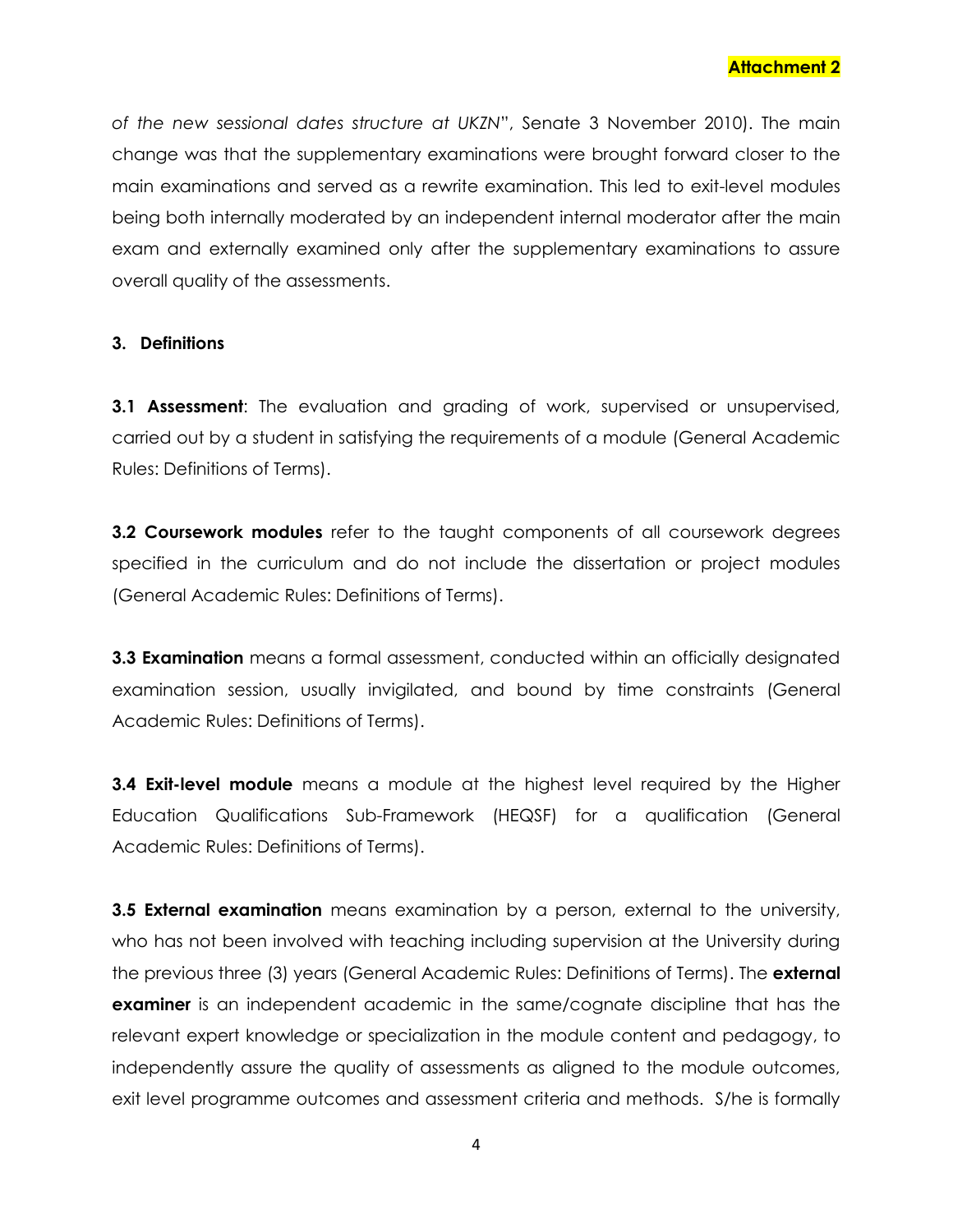**Attachment 2**

*of the new sessional dates structure at UKZN*", Senate 3 November 2010). The main change was that the supplementary examinations were brought forward closer to the main examinations and served as a rewrite examination. This led to exit-level modules being both internally moderated by an independent internal moderator after the main exam and externally examined only after the supplementary examinations to assure overall quality of the assessments.

## 3. Definitions

**3.1 Assessment**: The evaluation and grading of work, supervised or unsupervised, carried out by a student in satisfying the requirements of a module (General Academic Rules: Definitions of Terms).

**3.2 Coursework modules** refer to the taught components of all coursework degrees specified in the curriculum and do not include the dissertation or project modules (General Academic Rules: Definitions of Terms).

**3.3 Examination** means a formal assessment, conducted within an officially designated examination session, usually invigilated, and bound by time constraints (General Academic Rules: Definitions of Terms).

**3.4 Exit-level module** means a module at the highest level required by the Higher Education Qualifications Sub-Framework (HEQSF) for a qualification (General Academic Rules: Definitions of Terms).

**3.5 External examination** means examination by a person, external to the university, who has not been involved with teaching including supervision at the University during the previous three (3) years (General Academic Rules: Definitions of Terms). The **external examiner** is an independent academic in the same/cognate discipline that has the relevant expert knowledge or specialization in the module content and pedagogy, to independently assure the quality of assessments as aligned to the module outcomes, exit level programme outcomes and assessment criteria and methods. S/he is formally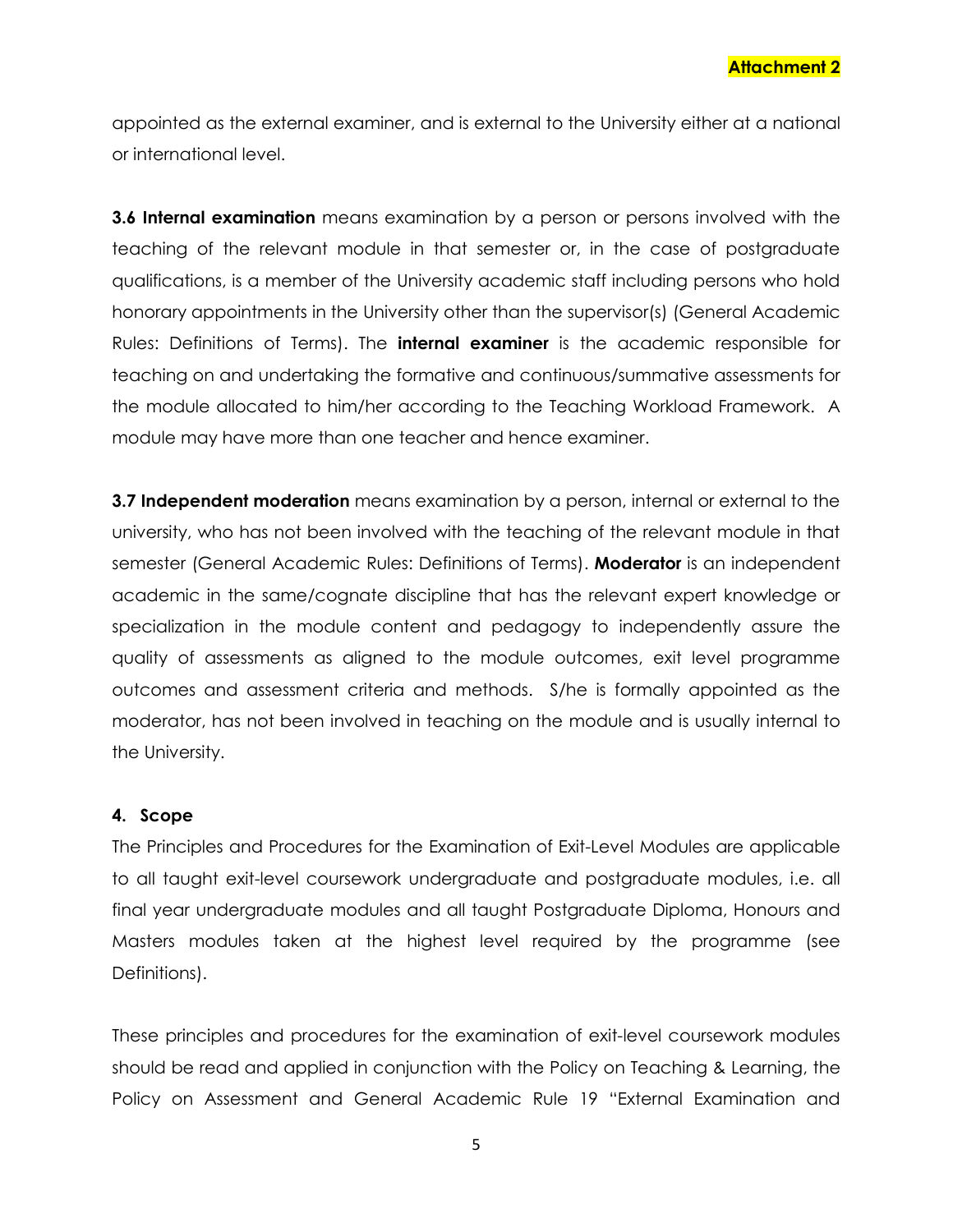appointed as the external examiner, and is external to the University either at a national or international level.

**3.6 Internal examination** means examination by a person or persons involved with the teaching of the relevant module in that semester or, in the case of postgraduate qualifications, is a member of the University academic staff including persons who hold honorary appointments in the University other than the supervisor(s) (General Academic Rules: Definitions of Terms). The **internal examiner** is the academic responsible for teaching on and undertaking the formative and continuous/summative assessments for the module allocated to him/her according to the Teaching Workload Framework. A module may have more than one teacher and hence examiner.

**3.7 Independent moderation** means examination by a person, internal or external to the university, who has not been involved with the teaching of the relevant module in that semester (General Academic Rules: Definitions of Terms). **Moderator** is an independent academic in the same/cognate discipline that has the relevant expert knowledge or specialization in the module content and pedagogy to independently assure the quality of assessments as aligned to the module outcomes, exit level programme outcomes and assessment criteria and methods. S/he is formally appointed as the moderator, has not been involved in teaching on the module and is usually internal to the University.

## 4. Scope

The Principles and Procedures for the Examination of Exit-Level Modules are applicable to all taught exit-level coursework undergraduate and postgraduate modules, i.e. all final year undergraduate modules and all taught Postgraduate Diploma, Honours and Masters modules taken at the highest level required by the programme (see Definitions).

These principles and procedures for the examination of exit-level coursework modules should be read and applied in conjunction with the Policy on Teaching & Learning, the Policy on Assessment and General Academic Rule 19 "External Examination and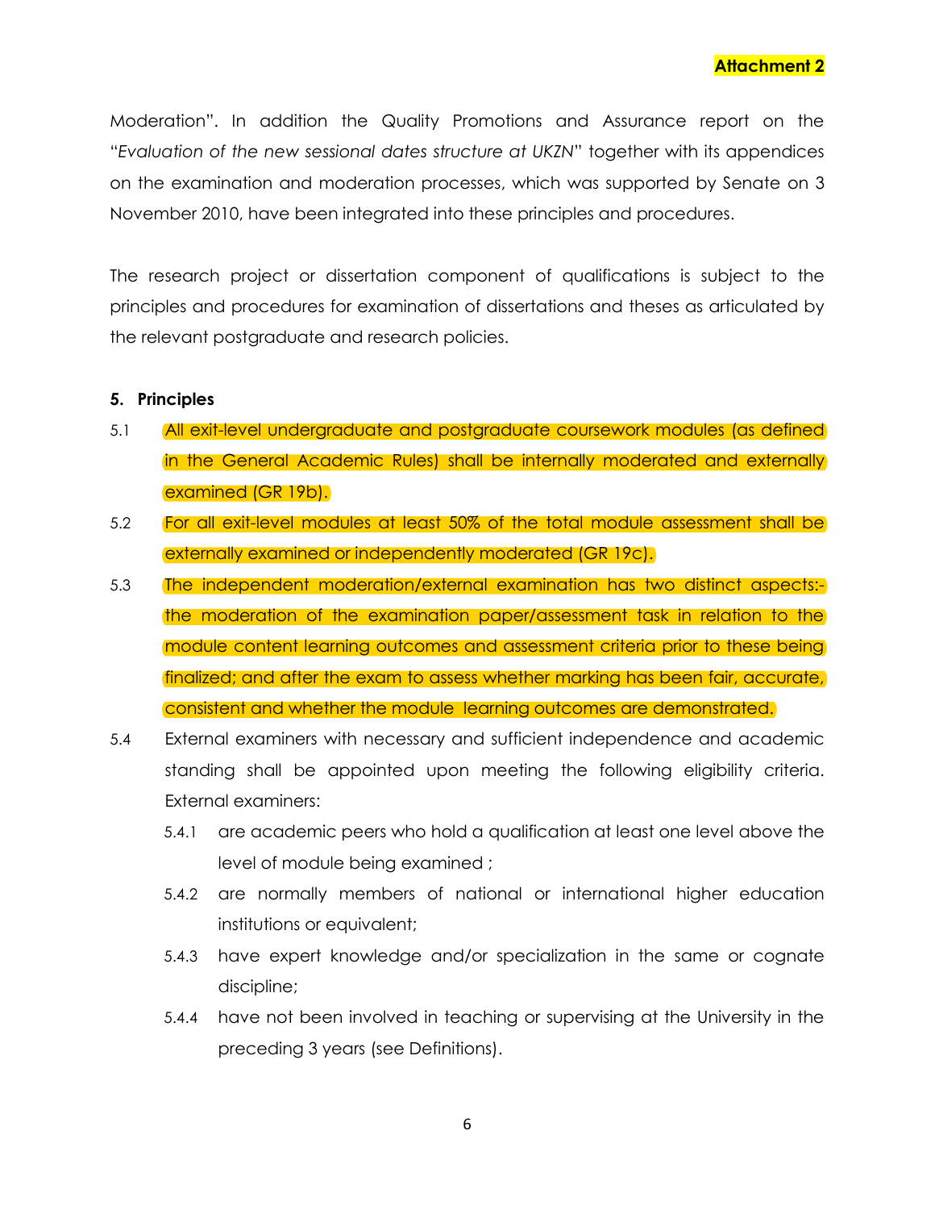**Attachment 2**

Moderation". In addition the Quality Promotions and Assurance report on the "*Evaluation of the new sessional dates structure at UKZN*" together with its appendices on the examination and moderation processes, which was supported by Senate on 3 November 2010, have been integrated into these principles and procedures.

The research project or dissertation component of qualifications is subject to the principles and procedures for examination of dissertations and theses as articulated by the relevant postgraduate and research policies.

**5. Principles**

5.1 All exit-level undergraduate and postgraduate coursework modules (as defined in the General Academic Rules) shall be internally moderated and externally examined (GR 19b).

5.2 For all exit-level modules at least 50% of the total module assessment shall be externally examined or independently moderated (GR 19c).

5.3 The independent moderation/external examination has two distinct aspects:- the moderation of the examination paper/assessment task in relation to the module content learning outcomes and assessment criteria prior to these being finalized; and after the exam to assess whether marking has been fair, accurate, consistent and whether the module learning outcomes are demonstrated.

5.4 External examiners with necessary and sufficient independence and academic standing shall be appointed upon meeting the following eligibility criteria. External examiners:

5.4.1 are academic peers who hold a qualification at least one level above the level of module being examined ;

5.4.2 are normally members of national or international higher education institutions or equivalent;

5.4.3 have expert knowledge and/or specialization in the same or cognate discipline;

5.4.4 have not been involved in teaching or supervising at the University in the preceding 3 years (see Definitions).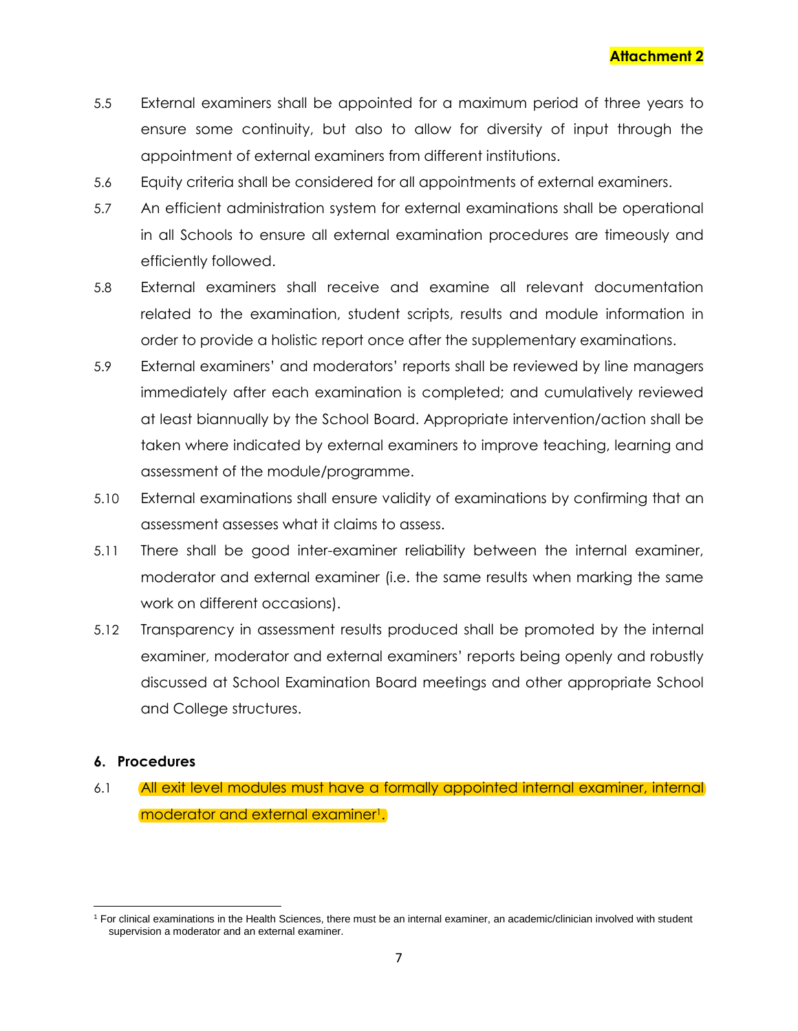**Attachment 2**

5.5 External examiners shall be appointed for a maximum period of three years to ensure some continuity, but also to allow for diversity of input through the appointment of external examiners from different institutions.

5.6 Equity criteria shall be considered for all appointments of external examiners.

5.7 An efficient administration system for external examinations shall be operational in all Schools to ensure all external examination procedures are timeously and efficiently followed.

5.8 External examiners shall receive and examine all relevant documentation related to the examination, student scripts, results and module information in order to provide a holistic report once after the supplementary examinations.

5.9 External examiners' and moderators' reports shall be reviewed by line managers immediately after each examination is completed; and cumulatively reviewed at least biannually by the School Board. Appropriate intervention/action shall be taken where indicated by external examiners to improve teaching, learning and assessment of the module/programme.

5.10 External examinations shall ensure validity of examinations by confirming that an assessment assesses what it claims to assess.

5.11 There shall be good inter-examiner reliability between the internal examiner, moderator and external examiner (i.e. the same results when marking the same work on different occasions).

5.12 Transparency in assessment results produced shall be promoted by the internal examiner, moderator and external examiners' reports being openly and robustly discussed at School Examination Board meetings and other appropriate School and College structures.

## 6. Procedures

6.1 All exit level modules must have a formally appointed internal examiner, internal moderator and external examiner[1].

[1] For clinical examinations in the Health Sciences, there must be an internal examiner, an academic/clinician involved with student supervision a moderator and an external examiner.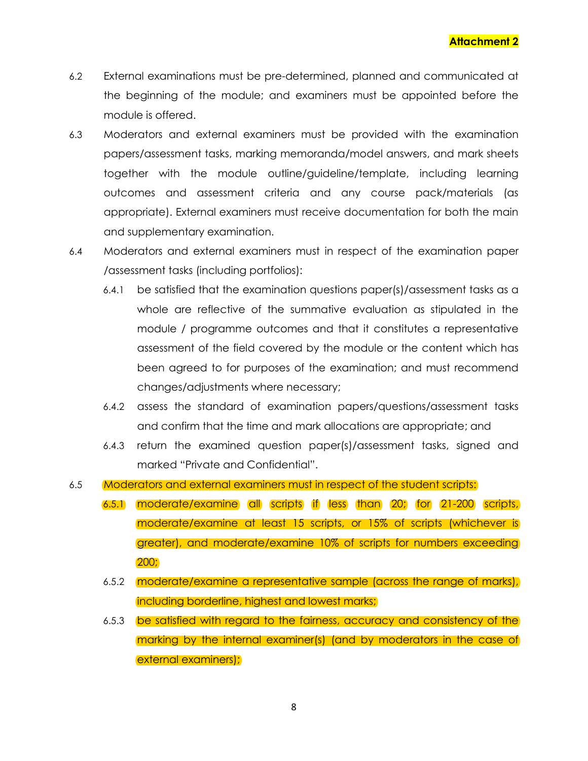**Attachment 2**

6.2 External examinations must be pre-determined, planned and communicated at the beginning of the module; and examiners must be appointed before the module is offered.

6.3 Moderators and external examiners must be provided with the examination papers/assessment tasks, marking memoranda/model answers, and mark sheets together with the module outline/guideline/template, including learning outcomes and assessment criteria and any course pack/materials (as appropriate). External examiners must receive documentation for both the main and supplementary examination.

6.4 Moderators and external examiners must in respect of the examination paper /assessment tasks (including portfolios):

- 6.4.1 be satisfied that the examination questions paper(s)/assessment tasks as a whole are reflective of the summative evaluation as stipulated in the module / programme outcomes and that it constitutes a representative assessment of the field covered by the module or the content which has been agreed to for purposes of the examination; and must recommend changes/adjustments where necessary;
- 6.4.2 assess the standard of examination papers/questions/assessment tasks and confirm that the time and mark allocations are appropriate; and
- 6.4.3 return the examined question paper(s)/assessment tasks, signed and marked "Private and Confidential".

6.5 Moderators and external examiners must in respect of the student scripts:

- 6.5.1 moderate/examine all scripts if less than 20; for 21-200 scripts, moderate/examine at least 15 scripts, or 15% of scripts (whichever is greater), and moderate/examine 10% of scripts for numbers exceeding 200;
- 6.5.2 moderate/examine a representative sample (across the range of marks), including borderline, highest and lowest marks;
- 6.5.3 be satisfied with regard to the fairness, accuracy and consistency of the marking by the internal examiner(s) (and by moderators in the case of external examiners);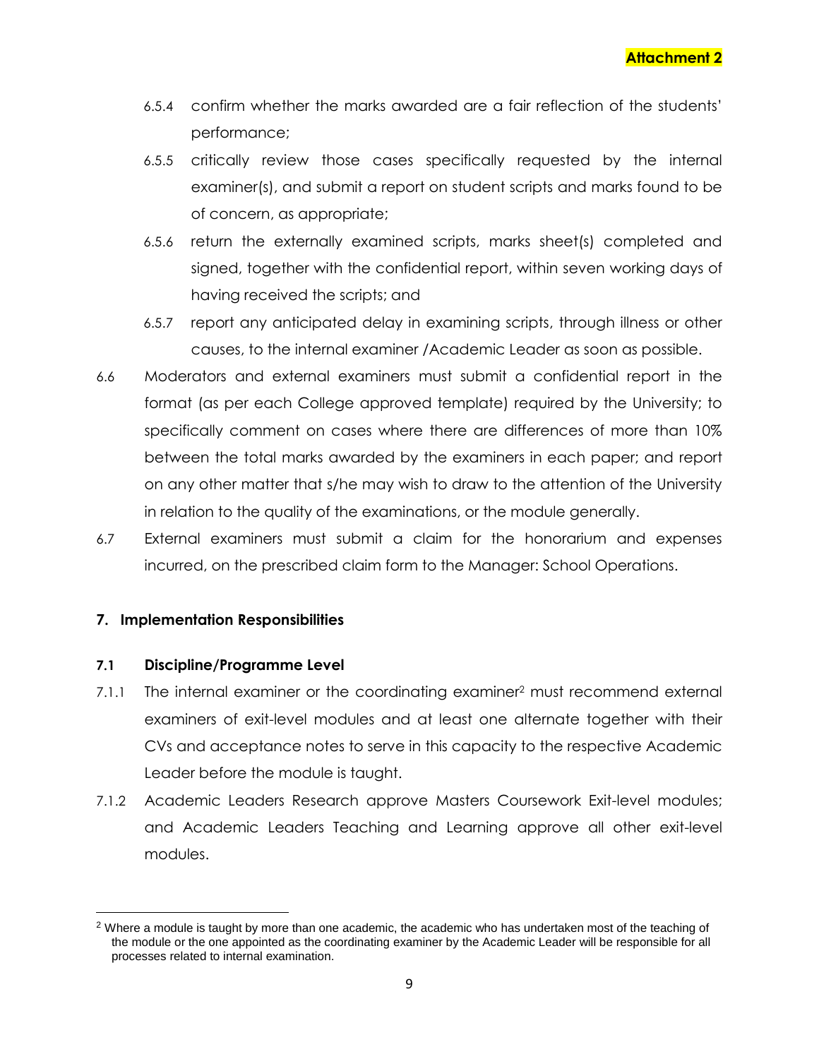**Attachment 2**

6.5.4 confirm whether the marks awarded are a fair reflection of the students' performance;

6.5.5 critically review those cases specifically requested by the internal examiner(s), and submit a report on student scripts and marks found to be of concern, as appropriate;

6.5.6 return the externally examined scripts, marks sheet(s) completed and signed, together with the confidential report, within seven working days of having received the scripts; and

6.5.7 report any anticipated delay in examining scripts, through illness or other causes, to the internal examiner /Academic Leader as soon as possible.

6.6 Moderators and external examiners must submit a confidential report in the format (as per each College approved template) required by the University; to specifically comment on cases where there are differences of more than 10% between the total marks awarded by the examiners in each paper; and report on any other matter that s/he may wish to draw to the attention of the University in relation to the quality of the examinations, or the module generally.

6.7 External examiners must submit a claim for the honorarium and expenses incurred, on the prescribed claim form to the Manager: School Operations.

## 7. Implementation Responsibilities

### 7.1 Discipline/Programme Level

7.1.1 The internal examiner or the coordinating examiner[2] must recommend external examiners of exit-level modules and at least one alternate together with their CVs and acceptance notes to serve in this capacity to the respective Academic Leader before the module is taught.

7.1.2 Academic Leaders Research approve Masters Coursework Exit-level modules; and Academic Leaders Teaching and Learning approve all other exit-level modules.

[2] Where a module is taught by more than one academic, the academic who has undertaken most of the teaching of the module or the one appointed as the coordinating examiner by the Academic Leader will be responsible for all processes related to internal examination.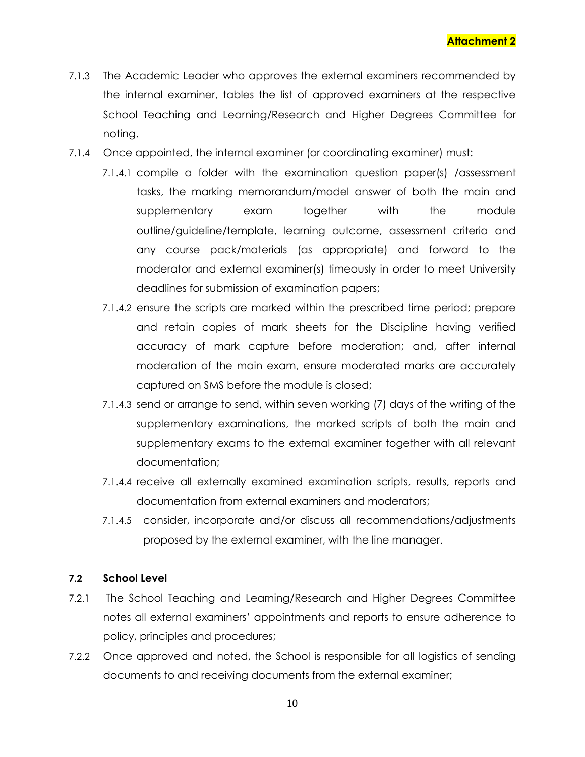**Attachment 2**

7.1.3 The Academic Leader who approves the external examiners recommended by the internal examiner, tables the list of approved examiners at the respective School Teaching and Learning/Research and Higher Degrees Committee for noting.

7.1.4 Once appointed, the internal examiner (or coordinating examiner) must:

- 7.1.4.1 compile a folder with the examination question paper(s) /assessment tasks, the marking memorandum/model answer of both the main and supplementary exam together with the module outline/guideline/template, learning outcome, assessment criteria and any course pack/materials (as appropriate) and forward to the moderator and external examiner(s) timeously in order to meet University deadlines for submission of examination papers;
- 7.1.4.2 ensure the scripts are marked within the prescribed time period; prepare and retain copies of mark sheets for the Discipline having verified accuracy of mark capture before moderation; and, after internal moderation of the main exam, ensure moderated marks are accurately captured on SMS before the module is closed;
- 7.1.4.3 send or arrange to send, within seven working (7) days of the writing of the supplementary examinations, the marked scripts of both the main and supplementary exams to the external examiner together with all relevant documentation;
- 7.1.4.4 receive all externally examined examination scripts, results, reports and documentation from external examiners and moderators;
- 7.1.4.5 consider, incorporate and/or discuss all recommendations/adjustments proposed by the external examiner, with the line manager.

### 7.2 School Level

7.2.1 The School Teaching and Learning/Research and Higher Degrees Committee notes all external examiners' appointments and reports to ensure adherence to policy, principles and procedures;

7.2.2 Once approved and noted, the School is responsible for all logistics of sending documents to and receiving documents from the external examiner;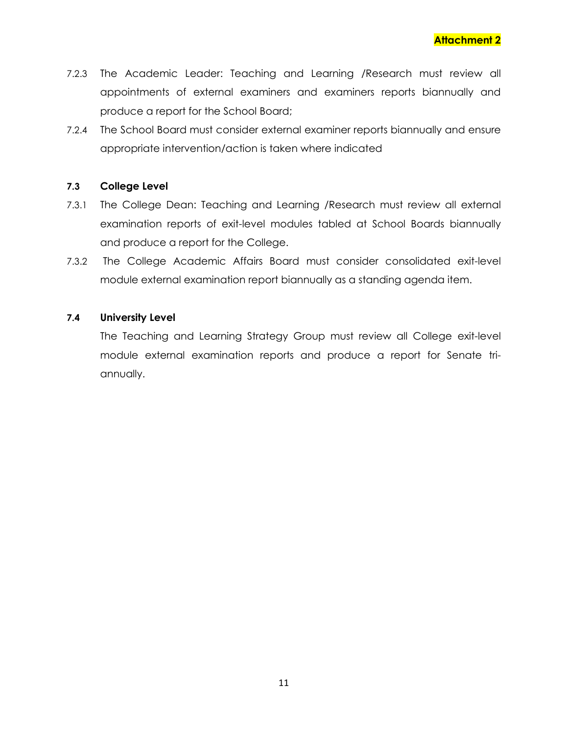**Attachment 2**

7.2.3 The Academic Leader: Teaching and Learning /Research must review all appointments of external examiners and examiners reports biannually and produce a report for the School Board;

7.2.4 The School Board must consider external examiner reports biannually and ensure appropriate intervention/action is taken where indicated

### 7.3 College Level

7.3.1 The College Dean: Teaching and Learning /Research must review all external examination reports of exit-level modules tabled at School Boards biannually and produce a report for the College.

7.3.2 The College Academic Affairs Board must consider consolidated exit-level module external examination report biannually as a standing agenda item.

### 7.4 University Level

The Teaching and Learning Strategy Group must review all College exit-level module external examination reports and produce a report for Senate tri-annually.